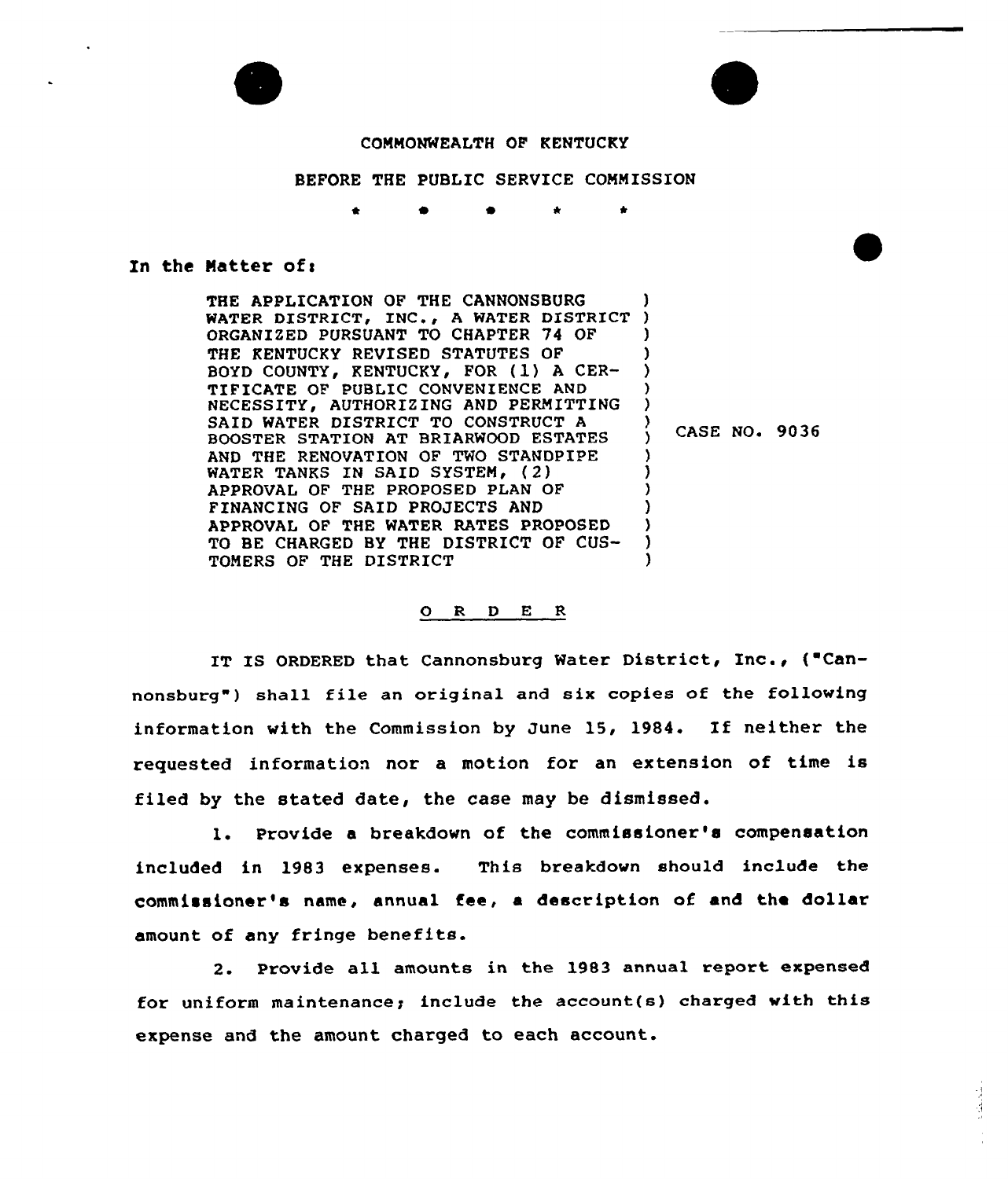COMMONWEALTH OF KENTUCKY

BEFORE THE PUBLIC SERVICE COMMISSION

\* \* \* \* \*

In the Matter of:

| | | |
|---|---|---|
| THE APPLICATION OF THE CANNONSBURG WATER DISTRICT, INC., A WATER DISTRICT ORGANIZED PURSUANT TO CHAPTER 74 OF THE KENTUCKY REVISED STATUTES OF BOYD COUNTY, KENTUCKY, FOR (1) A CERTIFICATE OF PUBLIC CONVENIENCE AND NECESSITY, AUTHORIZING AND PERMITTING SAID WATER DISTRICT TO CONSTRUCT A BOOSTER STATION AT BRIARWOOD ESTATES AND THE RENOVATION OF TWO STANDPIPE WATER TANKS IN SAID SYSTEM, (2) APPROVAL OF THE PROPOSED PLAN OF FINANCING OF SAID PROJECTS AND APPROVAL OF THE WATER RATES PROPOSED TO BE CHARGED BY THE DISTRICT OF CUSTOMERS OF THE DISTRICT | ) | CASE NO. 9036 |

## O R D E R

IT IS ORDERED that Cannonsburg Water District, Inc., ("Cannonsburg") shall file an original and six copies of the following information with the Commission by June 15, 1984. If neither the requested information nor a motion for an extension of time is filed by the stated date, the case may be dismissed.

1. Provide a breakdown of the commissioner's compensation included in 1983 expenses. This breakdown should include the commissioner's name, annual fee, a description of and the dollar amount of any fringe benefits.

2. Provide all amounts in the 1983 annual report expensed for uniform maintenance; include the account(s) charged with this expense and the amount charged to each account.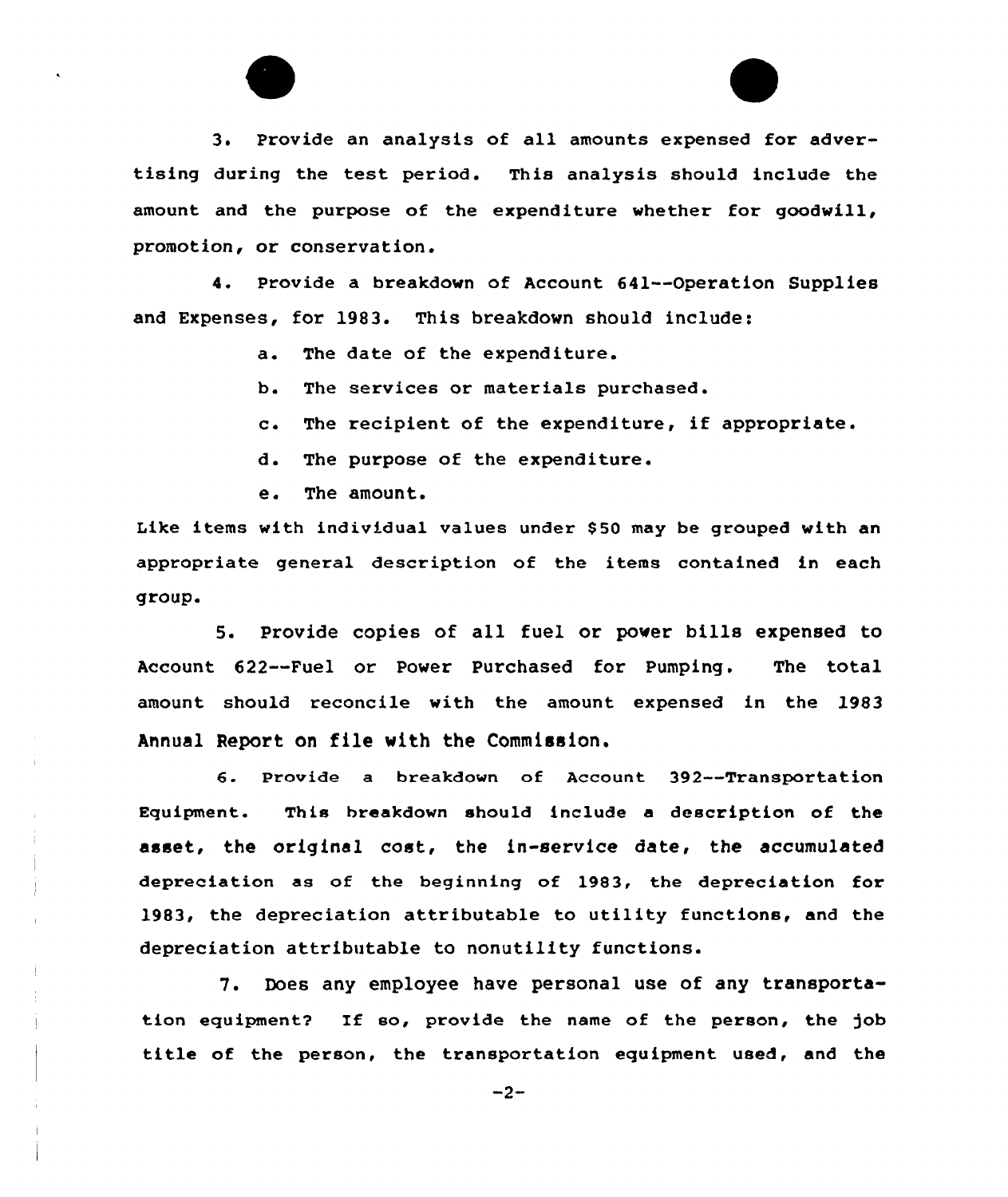3. Provide an analysis of all amounts expensed for advertising during the test period. This analysis should include the amount and the purpose of the expenditure whether for goodwill, promotion, or conservation.

4. Provide a breakdown of Account 641--Operation Supplies and Expenses, for 1983. This breakdown should include:

a. The date of the expenditure.

b. The services or materials purchased.

c. The recipient of the expenditure, if appropriate.

d. The purpose of the expenditure.

e. The amount.

Like items with individual values under $50 may be grouped with an appropriate general description of the items contained in each group.

5. Provide copies of all fuel or power bills expensed to Account 622--Fuel or Power Purchased for Pumping. The total amount should reconcile with the amount expensed in the 1983 Annual Report on file with the Commission.

6. Provide a breakdown of Account 392--Transportation Equipment. This breakdown should include a description of the asset, the original cost, the in-service date, the accumulated depreciation as of the beginning of 1983, the depreciation for 1983, the depreciation attributable to utility functions, and the depreciation attributable to nonutility functions.

7. Does any employee have personal use of any transportation equipment? If so, provide the name of the person, the job title of the person, the transportation equipment used, and the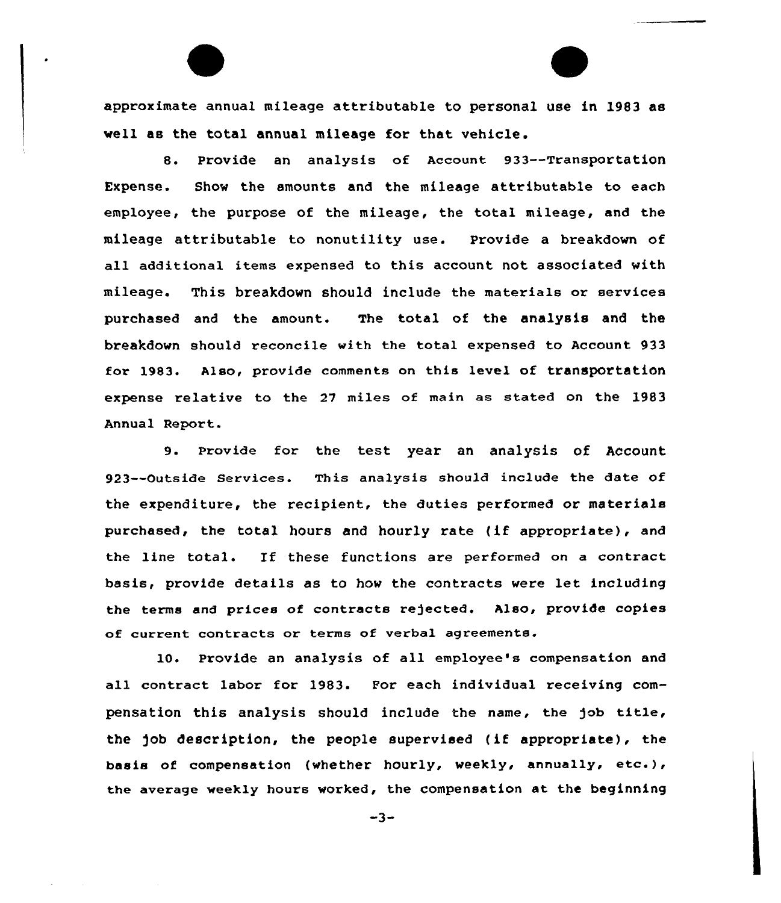approximate annual mileage attributable to personal use in 1983 as well as the total annual mileage for that vehicle.

8. Provide an analysis of Account 933--Transportation Expense. Show the amounts and the mileage attributable to each employee, the purpose of the mileage, the total mileage, and the mileage attributable to nonutility use. Provide a breakdown of all additional items expensed to this account not associated with mileage. This breakdown should include the materials or services purchased and the amount. The total of the analysis and the breakdown should reconcile with the total expensed to Account 933 for 1983. Also, provide comments on this level of transportation expense relative to the 27 miles of main as stated on the 1983 Annual Report.

9. Provide for the test year an analysis of Account 923--Outside Services. This analysis should include the date of the expenditure, the recipient, the duties performed or materials purchased, the total hours and hourly rate (if appropriate), and the line total. If these functions are performed on a contract basis, provide details as to how the contracts were let including the terms and prices of contracts rejected. Also, provide copies of current contracts or terms of verbal agreements.

10. Provide an analysis of all employee's compensation and all contract labor for 1983. For each individual receiving compensation this analysis should include the name, the job title, the job description, the people supervised (if appropriate), the basis of compensation (whether hourly, weekly, annually, etc.), the average weekly hours worked, the compensation at the beginning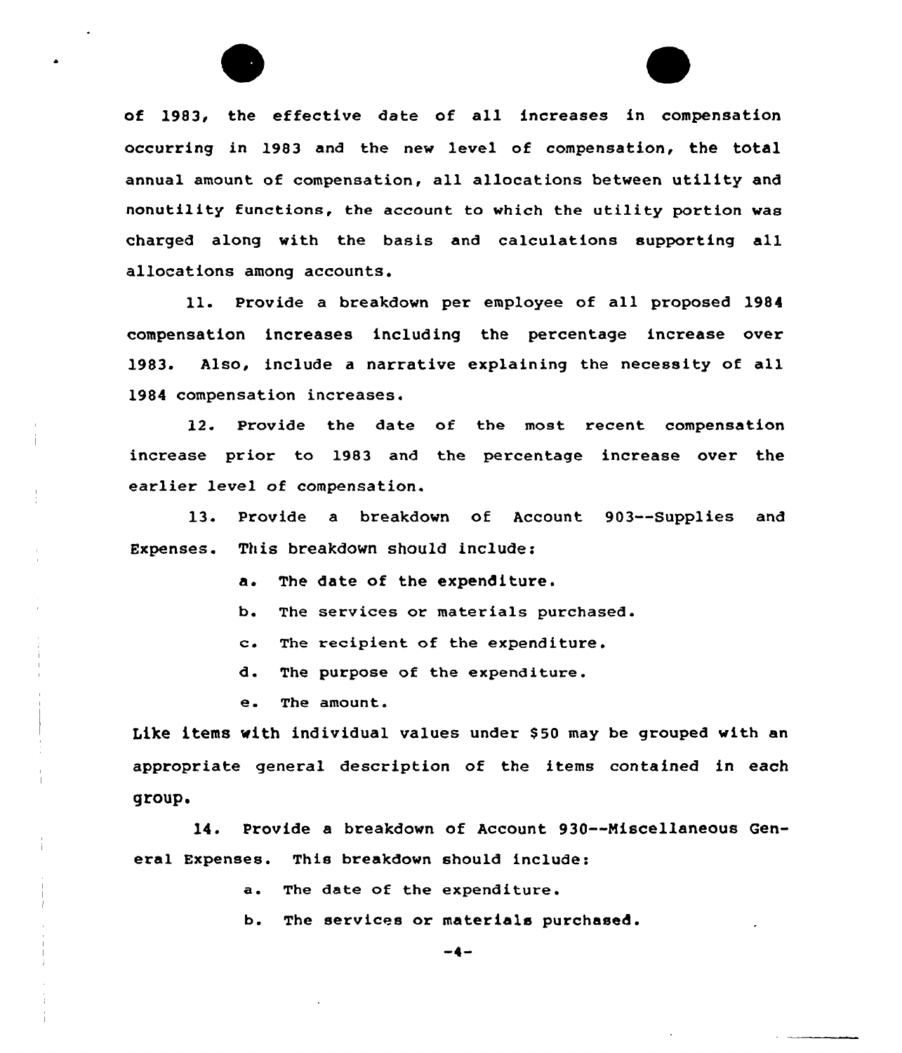of 1983, the effective date of all increases in compensation occurring in 1983 and the new level of compensation, the total annual amount of compensation, all allocations between utility and nonutility functions, the account to which the utility portion was charged along with the basis and calculations supporting all allocations among accounts.

11. Provide a breakdown per employee of all proposed 1984 compensation increases including the percentage increase over 1983. Also, include a narrative explaining the necessity of all 1984 compensation increases.

12. Provide the date of the most recent compensation increase prior to 1983 and the percentage increase over the earlier level of compensation.

13. Provide a breakdown of Account 903--Supplies and Expenses. This breakdown should include:

a. The date of the expenditure.

b. The services or materials purchased.

c. The recipient of the expenditure.

d. The purpose of the expenditure.

e. The amount.

Like items with individual values under $50 may be grouped with an appropriate general description of the items contained in each group.

14. Provide a breakdown of Account 930--Miscellaneous General Expenses. This breakdown should include:

a. The date of the expenditure.

b. The services or materials purchased.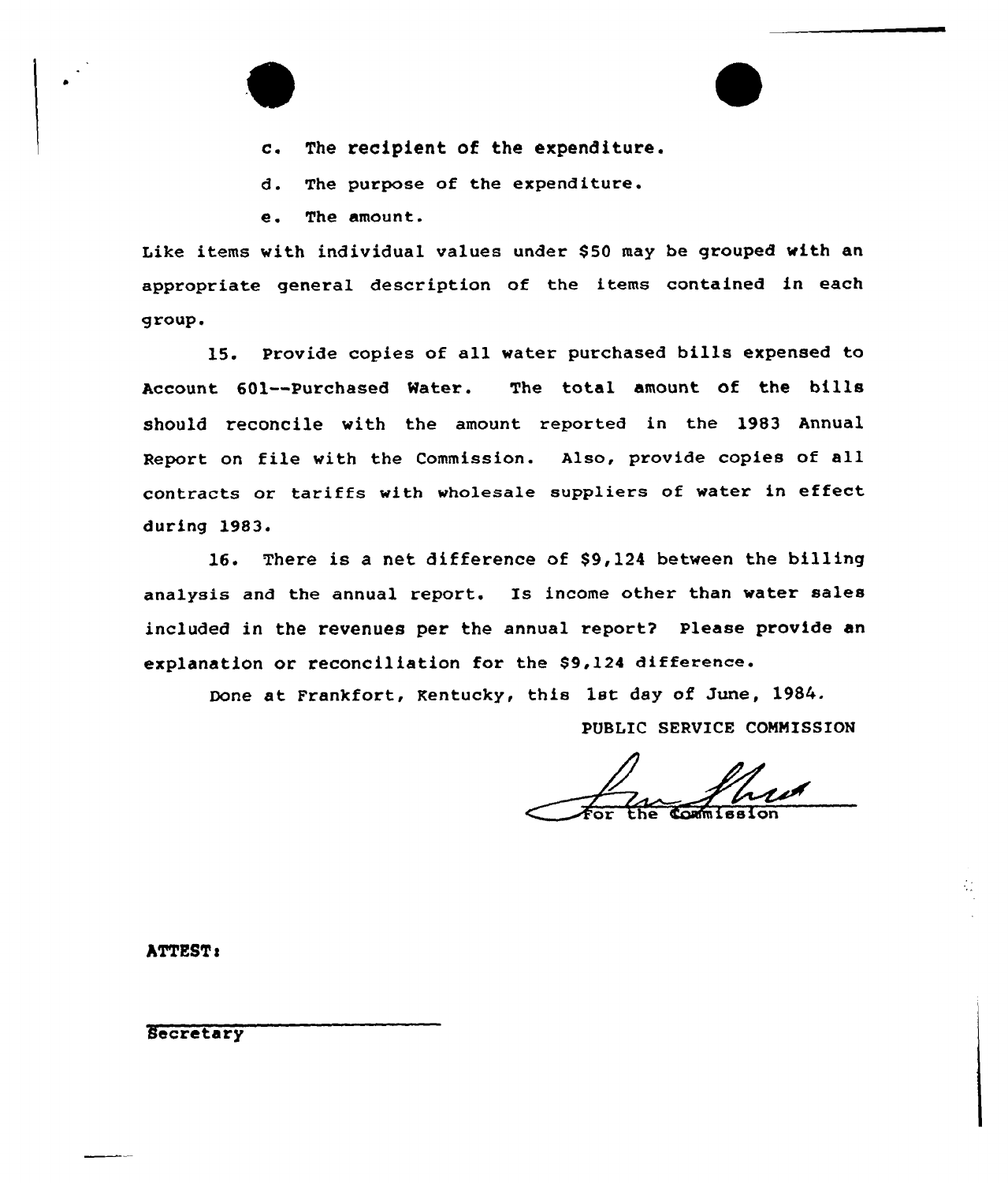c. The recipient of the expenditure.

d. The purpose of the expenditure.

e. The amount.

Like items with individual values under $50 may be grouped with an appropriate general description of the items contained in each group.

15. Provide copies of all water purchased bills expensed to Account 601--Purchased Water. The total amount of the bills should reconcile with the amount reported in the 1983 Annual Report on file with the Commission. Also, provide copies of all contracts or tariffs with wholesale suppliers of water in effect during 1983.

16. There is a net difference of $9,124 between the billing analysis and the annual report. Is income other than water sales included in the revenues per the annual report? Please provide an explanation or reconciliation for the $9,124 difference.

Done at Frankfort, Kentucky, this 1st day of June, 1984.

PUBLIC SERVICE COMMISSION

For the Commission

ATTEST:

Secretary